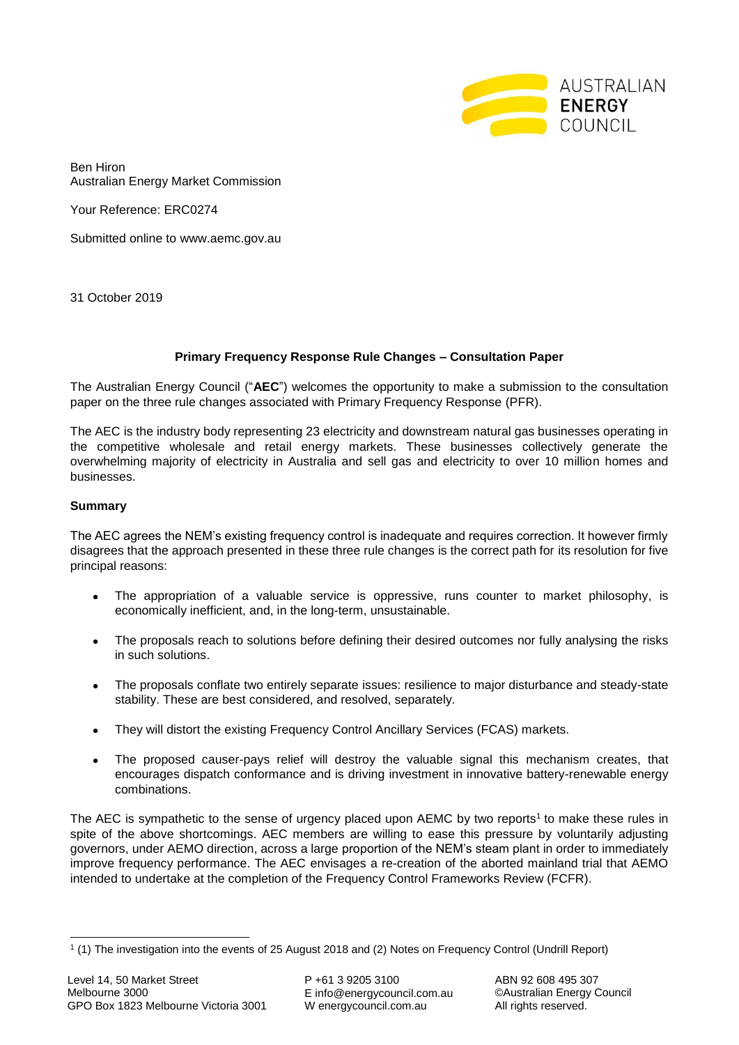Ben Hiron
Australian Energy Market Commission

Your Reference: ERC0274

Submitted online to www.aemc.gov.au

31 October 2019

**Primary Frequency Response Rule Changes – Consultation Paper**

The Australian Energy Council ("**AEC**") welcomes the opportunity to make a submission to the consultation paper on the three rule changes associated with Primary Frequency Response (PFR).

The AEC is the industry body representing 23 electricity and downstream natural gas businesses operating in the competitive wholesale and retail energy markets. These businesses collectively generate the overwhelming majority of electricity in Australia and sell gas and electricity to over 10 million homes and businesses.

**Summary**

The AEC agrees the NEM's existing frequency control is inadequate and requires correction. It however firmly disagrees that the approach presented in these three rule changes is the correct path for its resolution for five principal reasons:

- The appropriation of a valuable service is oppressive, runs counter to market philosophy, is economically inefficient, and, in the long-term, unsustainable.
- The proposals reach to solutions before defining their desired outcomes nor fully analysing the risks in such solutions.
- The proposals conflate two entirely separate issues: resilience to major disturbance and steady-state stability. These are best considered, and resolved, separately.
- They will distort the existing Frequency Control Ancillary Services (FCAS) markets.
- The proposed causer-pays relief will destroy the valuable signal this mechanism creates, that encourages dispatch conformance and is driving investment in innovative battery-renewable energy combinations.

The AEC is sympathetic to the sense of urgency placed upon AEMC by two reports[1] to make these rules in spite of the above shortcomings. AEC members are willing to ease this pressure by voluntarily adjusting governors, under AEMO direction, across a large proportion of the NEM's steam plant in order to immediately improve frequency performance. The AEC envisages a re-creation of the aborted mainland trial that AEMO intended to undertake at the completion of the Frequency Control Frameworks Review (FCFR).

[1] (1) The investigation into the events of 25 August 2018 and (2) Notes on Frequency Control (Undrill Report)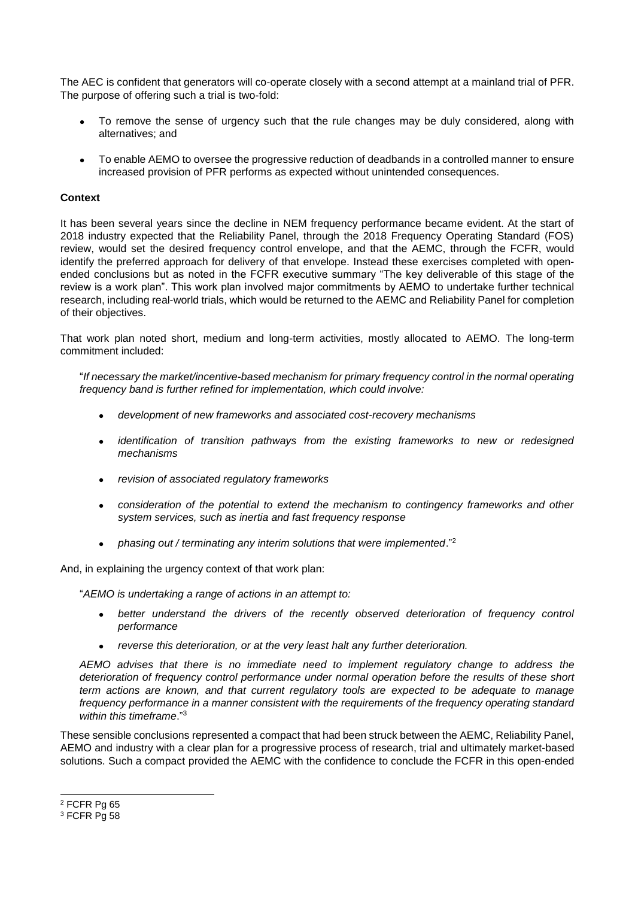The AEC is confident that generators will co-operate closely with a second attempt at a mainland trial of PFR. The purpose of offering such a trial is two-fold:

- To remove the sense of urgency such that the rule changes may be duly considered, along with alternatives; and
- To enable AEMO to oversee the progressive reduction of deadbands in a controlled manner to ensure increased provision of PFR performs as expected without unintended consequences.

**Context**

It has been several years since the decline in NEM frequency performance became evident. At the start of 2018 industry expected that the Reliability Panel, through the 2018 Frequency Operating Standard (FOS) review, would set the desired frequency control envelope, and that the AEMC, through the FCFR, would identify the preferred approach for delivery of that envelope. Instead these exercises completed with open-ended conclusions but as noted in the FCFR executive summary "The key deliverable of this stage of the review is a work plan". This work plan involved major commitments by AEMO to undertake further technical research, including real-world trials, which would be returned to the AEMC and Reliability Panel for completion of their objectives.

That work plan noted short, medium and long-term activities, mostly allocated to AEMO. The long-term commitment included:

"*If necessary the market/incentive-based mechanism for primary frequency control in the normal operating frequency band is further refined for implementation, which could involve:*

- *development of new frameworks and associated cost-recovery mechanisms*
- *identification of transition pathways from the existing frameworks to new or redesigned mechanisms*
- *revision of associated regulatory frameworks*
- *consideration of the potential to extend the mechanism to contingency frameworks and other system services, such as inertia and fast frequency response*
- *phasing out / terminating any interim solutions that were implemented*."[2]

And, in explaining the urgency context of that work plan:

"*AEMO is undertaking a range of actions in an attempt to:*

- *better understand the drivers of the recently observed deterioration of frequency control performance*
- *reverse this deterioration, or at the very least halt any further deterioration.*

*AEMO advises that there is no immediate need to implement regulatory change to address the deterioration of frequency control performance under normal operation before the results of these short term actions are known, and that current regulatory tools are expected to be adequate to manage frequency performance in a manner consistent with the requirements of the frequency operating standard within this timeframe.*"[3]

These sensible conclusions represented a compact that had been struck between the AEMC, Reliability Panel, AEMO and industry with a clear plan for a progressive process of research, trial and ultimately market-based solutions. Such a compact provided the AEMC with the confidence to conclude the FCFR in this open-ended

---

[2] FCFR Pg 65

[3] FCFR Pg 58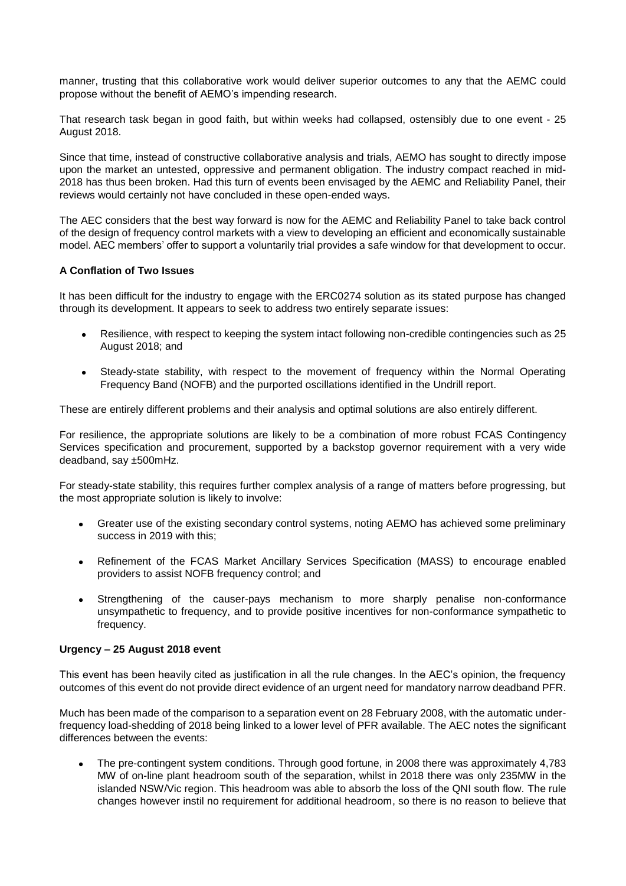manner, trusting that this collaborative work would deliver superior outcomes to any that the AEMC could propose without the benefit of AEMO's impending research.

That research task began in good faith, but within weeks had collapsed, ostensibly due to one event - 25 August 2018.

Since that time, instead of constructive collaborative analysis and trials, AEMO has sought to directly impose upon the market an untested, oppressive and permanent obligation. The industry compact reached in mid-2018 has thus been broken. Had this turn of events been envisaged by the AEMC and Reliability Panel, their reviews would certainly not have concluded in these open-ended ways.

The AEC considers that the best way forward is now for the AEMC and Reliability Panel to take back control of the design of frequency control markets with a view to developing an efficient and economically sustainable model. AEC members' offer to support a voluntarily trial provides a safe window for that development to occur.

**A Conflation of Two Issues**

It has been difficult for the industry to engage with the ERC0274 solution as its stated purpose has changed through its development. It appears to seek to address two entirely separate issues:

- Resilience, with respect to keeping the system intact following non-credible contingencies such as 25 August 2018; and
- Steady-state stability, with respect to the movement of frequency within the Normal Operating Frequency Band (NOFB) and the purported oscillations identified in the Undrill report.

These are entirely different problems and their analysis and optimal solutions are also entirely different.

For resilience, the appropriate solutions are likely to be a combination of more robust FCAS Contingency Services specification and procurement, supported by a backstop governor requirement with a very wide deadband, say ±500mHz.

For steady-state stability, this requires further complex analysis of a range of matters before progressing, but the most appropriate solution is likely to involve:

- Greater use of the existing secondary control systems, noting AEMO has achieved some preliminary success in 2019 with this;
- Refinement of the FCAS Market Ancillary Services Specification (MASS) to encourage enabled providers to assist NOFB frequency control; and
- Strengthening of the causer-pays mechanism to more sharply penalise non-conformance unsympathetic to frequency, and to provide positive incentives for non-conformance sympathetic to frequency.

**Urgency – 25 August 2018 event**

This event has been heavily cited as justification in all the rule changes. In the AEC's opinion, the frequency outcomes of this event do not provide direct evidence of an urgent need for mandatory narrow deadband PFR.

Much has been made of the comparison to a separation event on 28 February 2008, with the automatic under-frequency load-shedding of 2018 being linked to a lower level of PFR available. The AEC notes the significant differences between the events:

- The pre-contingent system conditions. Through good fortune, in 2008 there was approximately 4,783 MW of on-line plant headroom south of the separation, whilst in 2018 there was only 235MW in the islanded NSW/Vic region. This headroom was able to absorb the loss of the QNI south flow. The rule changes however instil no requirement for additional headroom, so there is no reason to believe that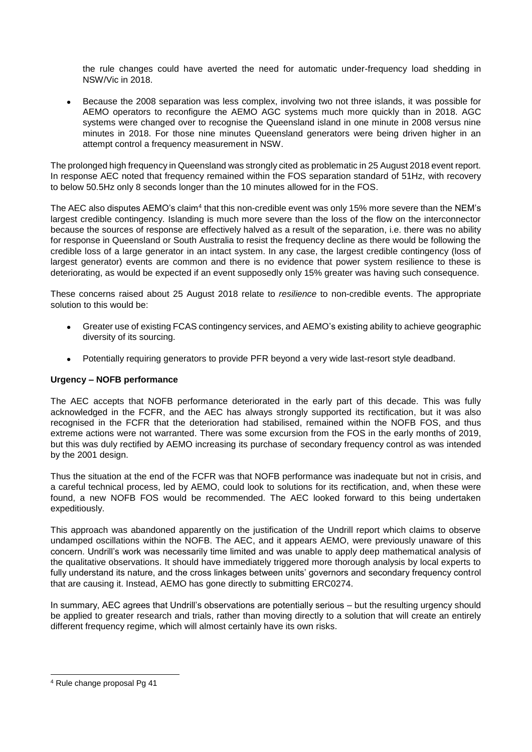the rule changes could have averted the need for automatic under-frequency load shedding in NSW/Vic in 2018.

- Because the 2008 separation was less complex, involving two not three islands, it was possible for AEMO operators to reconfigure the AEMO AGC systems much more quickly than in 2018. AGC systems were changed over to recognise the Queensland island in one minute in 2008 versus nine minutes in 2018. For those nine minutes Queensland generators were being driven higher in an attempt control a frequency measurement in NSW.

The prolonged high frequency in Queensland was strongly cited as problematic in 25 August 2018 event report. In response AEC noted that frequency remained within the FOS separation standard of 51Hz, with recovery to below 50.5Hz only 8 seconds longer than the 10 minutes allowed for in the FOS.

The AEC also disputes AEMO's claim[4] that this non-credible event was only 15% more severe than the NEM's largest credible contingency. Islanding is much more severe than the loss of the flow on the interconnector because the sources of response are effectively halved as a result of the separation, i.e. there was no ability for response in Queensland or South Australia to resist the frequency decline as there would be following the credible loss of a large generator in an intact system. In any case, the largest credible contingency (loss of largest generator) events are common and there is no evidence that power system resilience to these is deteriorating, as would be expected if an event supposedly only 15% greater was having such consequence.

These concerns raised about 25 August 2018 relate to *resilience* to non-credible events. The appropriate solution to this would be:

- Greater use of existing FCAS contingency services, and AEMO's existing ability to achieve geographic diversity of its sourcing.
- Potentially requiring generators to provide PFR beyond a very wide last-resort style deadband.

**Urgency – NOFB performance**

The AEC accepts that NOFB performance deteriorated in the early part of this decade. This was fully acknowledged in the FCFR, and the AEC has always strongly supported its rectification, but it was also recognised in the FCFR that the deterioration had stabilised, remained within the NOFB FOS, and thus extreme actions were not warranted. There was some excursion from the FOS in the early months of 2019, but this was duly rectified by AEMO increasing its purchase of secondary frequency control as was intended by the 2001 design.

Thus the situation at the end of the FCFR was that NOFB performance was inadequate but not in crisis, and a careful technical process, led by AEMO, could look to solutions for its rectification, and, when these were found, a new NOFB FOS would be recommended. The AEC looked forward to this being undertaken expeditiously.

This approach was abandoned apparently on the justification of the Undrill report which claims to observe undamped oscillations within the NOFB. The AEC, and it appears AEMO, were previously unaware of this concern. Undrill's work was necessarily time limited and was unable to apply deep mathematical analysis of the qualitative observations. It should have immediately triggered more thorough analysis by local experts to fully understand its nature, and the cross linkages between units' governors and secondary frequency control that are causing it. Instead, AEMO has gone directly to submitting ERC0274.

In summary, AEC agrees that Undrill's observations are potentially serious – but the resulting urgency should be applied to greater research and trials, rather than moving directly to a solution that will create an entirely different frequency regime, which will almost certainly have its own risks.

[4] Rule change proposal Pg 41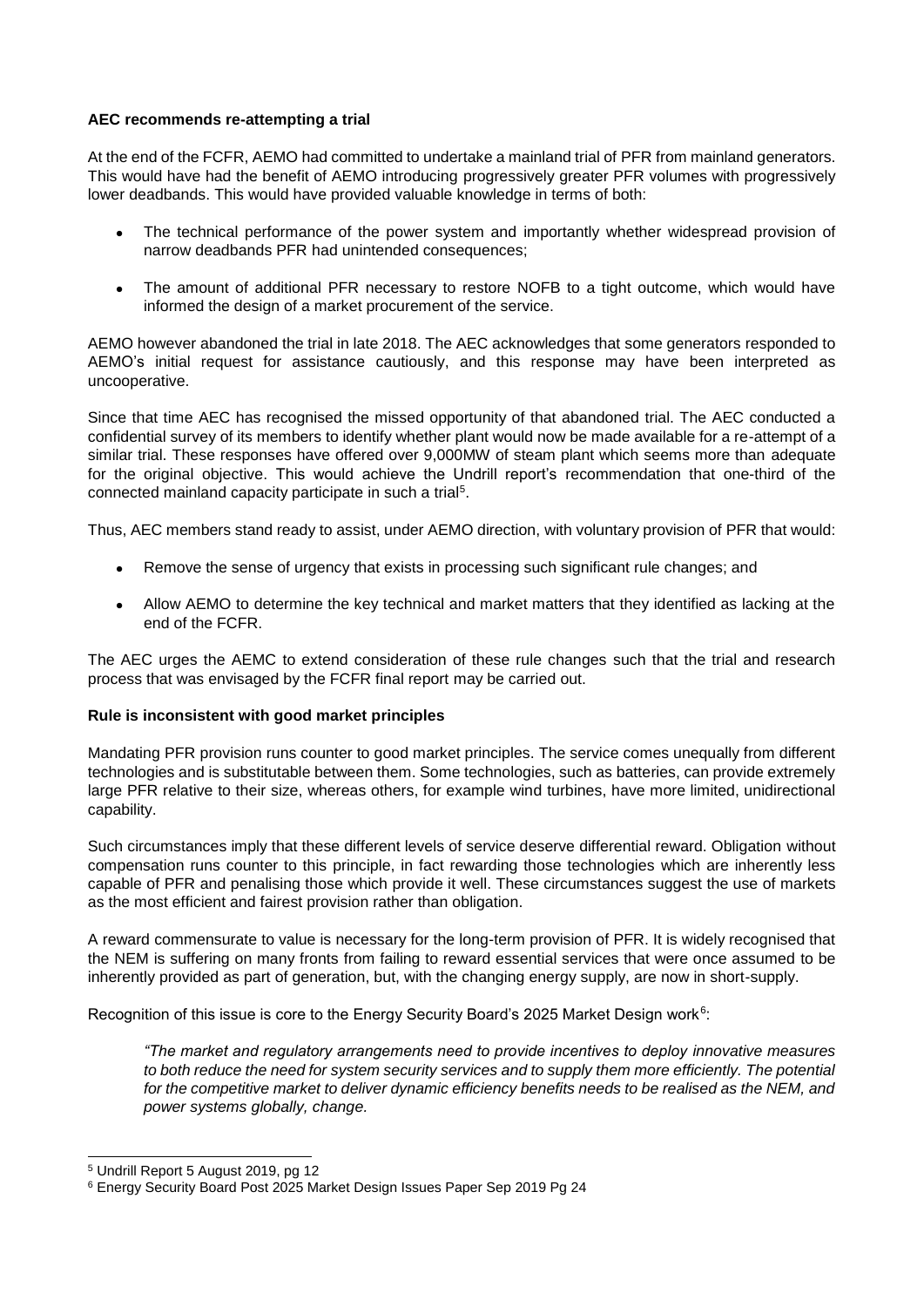**AEC recommends re-attempting a trial**

At the end of the FCFR, AEMO had committed to undertake a mainland trial of PFR from mainland generators. This would have had the benefit of AEMO introducing progressively greater PFR volumes with progressively lower deadbands. This would have provided valuable knowledge in terms of both:

- The technical performance of the power system and importantly whether widespread provision of narrow deadbands PFR had unintended consequences;
- The amount of additional PFR necessary to restore NOFB to a tight outcome, which would have informed the design of a market procurement of the service.

AEMO however abandoned the trial in late 2018. The AEC acknowledges that some generators responded to AEMO's initial request for assistance cautiously, and this response may have been interpreted as uncooperative.

Since that time AEC has recognised the missed opportunity of that abandoned trial. The AEC conducted a confidential survey of its members to identify whether plant would now be made available for a re-attempt of a similar trial. These responses have offered over 9,000MW of steam plant which seems more than adequate for the original objective. This would achieve the Undrill report's recommendation that one-third of the connected mainland capacity participate in such a trial[5].

Thus, AEC members stand ready to assist, under AEMO direction, with voluntary provision of PFR that would:

- Remove the sense of urgency that exists in processing such significant rule changes; and
- Allow AEMO to determine the key technical and market matters that they identified as lacking at the end of the FCFR.

The AEC urges the AEMC to extend consideration of these rule changes such that the trial and research process that was envisaged by the FCFR final report may be carried out.

**Rule is inconsistent with good market principles**

Mandating PFR provision runs counter to good market principles. The service comes unequally from different technologies and is substitutable between them. Some technologies, such as batteries, can provide extremely large PFR relative to their size, whereas others, for example wind turbines, have more limited, unidirectional capability.

Such circumstances imply that these different levels of service deserve differential reward. Obligation without compensation runs counter to this principle, in fact rewarding those technologies which are inherently less capable of PFR and penalising those which provide it well. These circumstances suggest the use of markets as the most efficient and fairest provision rather than obligation.

A reward commensurate to value is necessary for the long-term provision of PFR. It is widely recognised that the NEM is suffering on many fronts from failing to reward essential services that were once assumed to be inherently provided as part of generation, but, with the changing energy supply, are now in short-supply.

Recognition of this issue is core to the Energy Security Board's 2025 Market Design work[6]:

> *"The market and regulatory arrangements need to provide incentives to deploy innovative measures to both reduce the need for system security services and to supply them more efficiently. The potential for the competitive market to deliver dynamic efficiency benefits needs to be realised as the NEM, and power systems globally, change.*

---

[5] Undrill Report 5 August 2019, pg 12

[6] Energy Security Board Post 2025 Market Design Issues Paper Sep 2019 Pg 24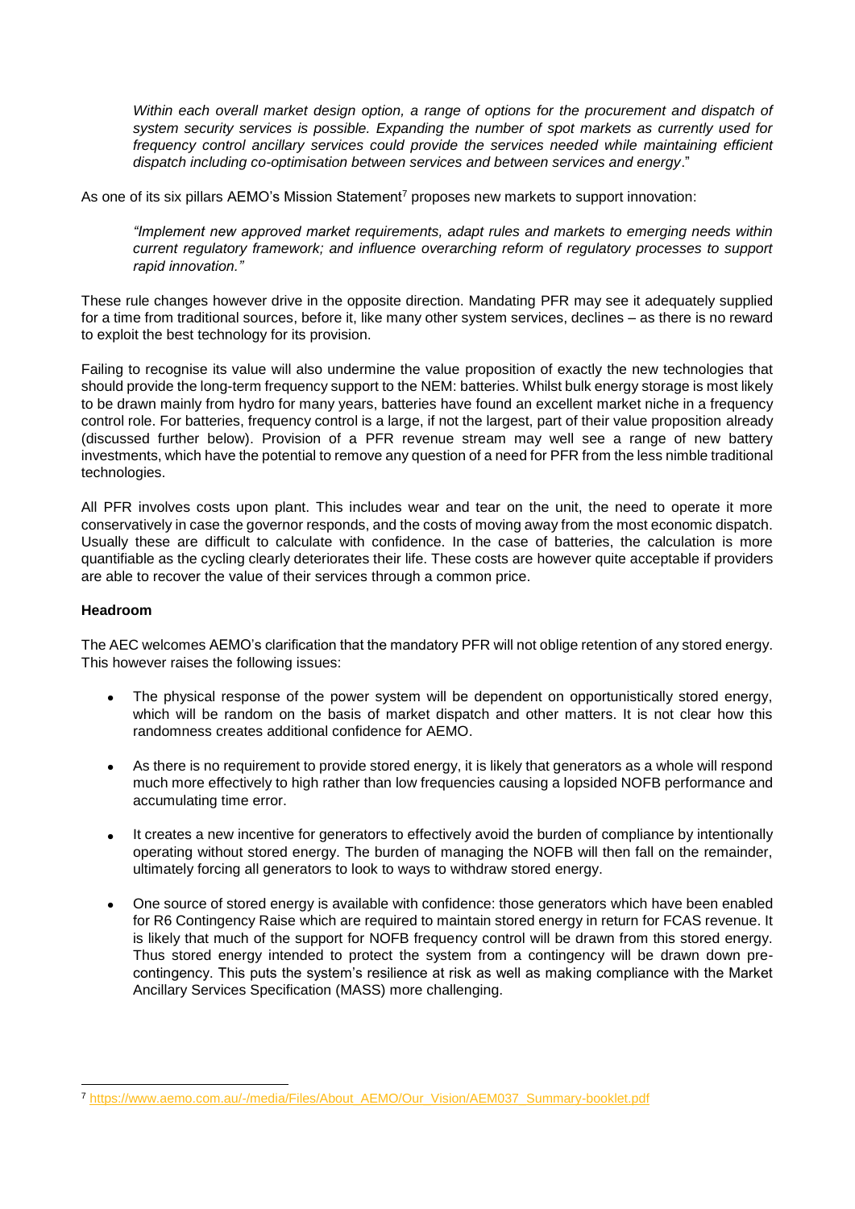> *Within each overall market design option, a range of options for the procurement and dispatch of system security services is possible. Expanding the number of spot markets as currently used for frequency control ancillary services could provide the services needed while maintaining efficient dispatch including co-optimisation between services and between services and energy*."

As one of its six pillars AEMO's Mission Statement[7] proposes new markets to support innovation:

> *"Implement new approved market requirements, adapt rules and markets to emerging needs within current regulatory framework; and influence overarching reform of regulatory processes to support rapid innovation."*

These rule changes however drive in the opposite direction. Mandating PFR may see it adequately supplied for a time from traditional sources, before it, like many other system services, declines – as there is no reward to exploit the best technology for its provision.

Failing to recognise its value will also undermine the value proposition of exactly the new technologies that should provide the long-term frequency support to the NEM: batteries. Whilst bulk energy storage is most likely to be drawn mainly from hydro for many years, batteries have found an excellent market niche in a frequency control role. For batteries, frequency control is a large, if not the largest, part of their value proposition already (discussed further below). Provision of a PFR revenue stream may well see a range of new battery investments, which have the potential to remove any question of a need for PFR from the less nimble traditional technologies.

All PFR involves costs upon plant. This includes wear and tear on the unit, the need to operate it more conservatively in case the governor responds, and the costs of moving away from the most economic dispatch. Usually these are difficult to calculate with confidence. In the case of batteries, the calculation is more quantifiable as the cycling clearly deteriorates their life. These costs are however quite acceptable if providers are able to recover the value of their services through a common price.

**Headroom**

The AEC welcomes AEMO's clarification that the mandatory PFR will not oblige retention of any stored energy. This however raises the following issues:

- The physical response of the power system will be dependent on opportunistically stored energy, which will be random on the basis of market dispatch and other matters. It is not clear how this randomness creates additional confidence for AEMO.
- As there is no requirement to provide stored energy, it is likely that generators as a whole will respond much more effectively to high rather than low frequencies causing a lopsided NOFB performance and accumulating time error.
- It creates a new incentive for generators to effectively avoid the burden of compliance by intentionally operating without stored energy. The burden of managing the NOFB will then fall on the remainder, ultimately forcing all generators to look to ways to withdraw stored energy.
- One source of stored energy is available with confidence: those generators which have been enabled for R6 Contingency Raise which are required to maintain stored energy in return for FCAS revenue. It is likely that much of the support for NOFB frequency control will be drawn from this stored energy. Thus stored energy intended to protect the system from a contingency will be drawn down pre-contingency. This puts the system's resilience at risk as well as making compliance with the Market Ancillary Services Specification (MASS) more challenging.

---

[7] https://www.aemo.com.au/-/media/Files/About_AEMO/Our_Vision/AEM037_Summary-booklet.pdf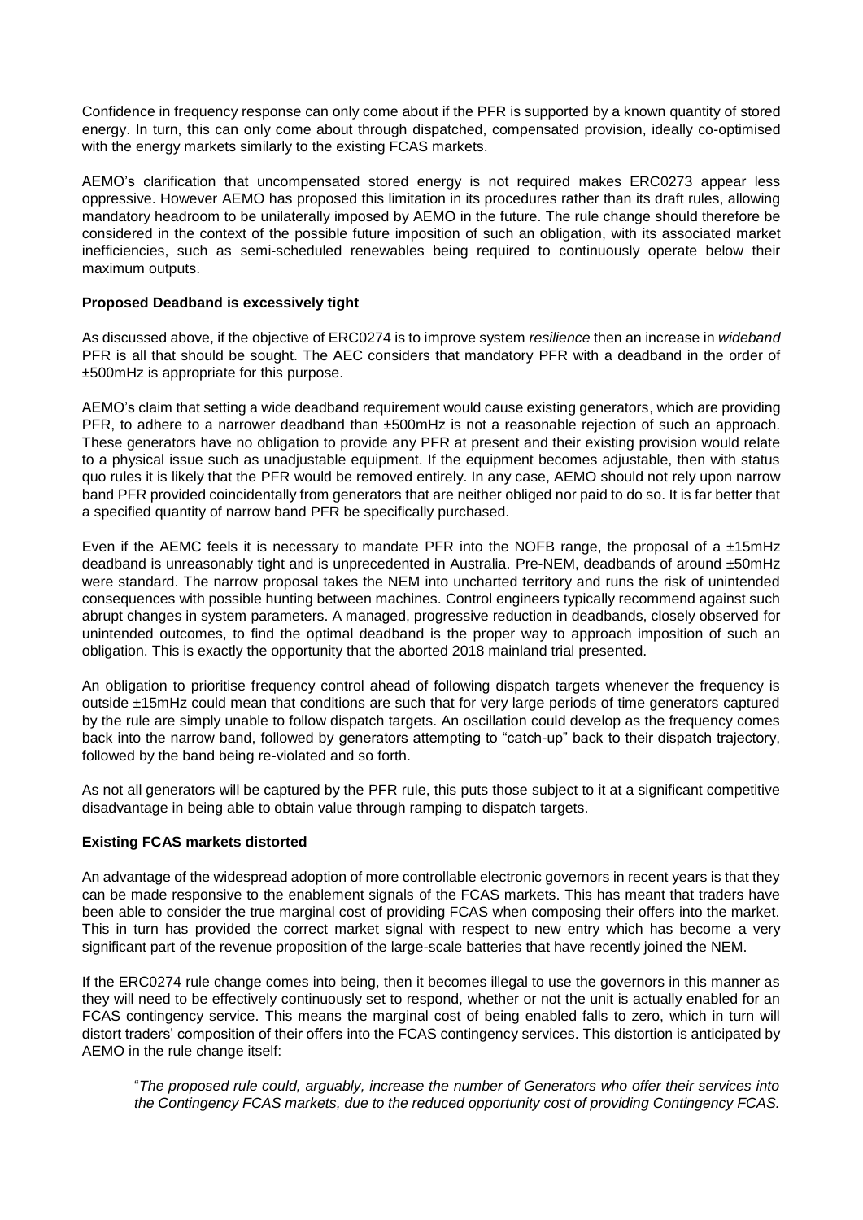Confidence in frequency response can only come about if the PFR is supported by a known quantity of stored energy. In turn, this can only come about through dispatched, compensated provision, ideally co-optimised with the energy markets similarly to the existing FCAS markets.

AEMO's clarification that uncompensated stored energy is not required makes ERC0273 appear less oppressive. However AEMO has proposed this limitation in its procedures rather than its draft rules, allowing mandatory headroom to be unilaterally imposed by AEMO in the future. The rule change should therefore be considered in the context of the possible future imposition of such an obligation, with its associated market inefficiencies, such as semi-scheduled renewables being required to continuously operate below their maximum outputs.

**Proposed Deadband is excessively tight**

As discussed above, if the objective of ERC0274 is to improve system *resilience* then an increase in *wideband* PFR is all that should be sought. The AEC considers that mandatory PFR with a deadband in the order of ±500mHz is appropriate for this purpose.

AEMO's claim that setting a wide deadband requirement would cause existing generators, which are providing PFR, to adhere to a narrower deadband than ±500mHz is not a reasonable rejection of such an approach. These generators have no obligation to provide any PFR at present and their existing provision would relate to a physical issue such as unadjustable equipment. If the equipment becomes adjustable, then with status quo rules it is likely that the PFR would be removed entirely. In any case, AEMO should not rely upon narrow band PFR provided coincidentally from generators that are neither obliged nor paid to do so. It is far better that a specified quantity of narrow band PFR be specifically purchased.

Even if the AEMC feels it is necessary to mandate PFR into the NOFB range, the proposal of a ±15mHz deadband is unreasonably tight and is unprecedented in Australia. Pre-NEM, deadbands of around ±50mHz were standard. The narrow proposal takes the NEM into uncharted territory and runs the risk of unintended consequences with possible hunting between machines. Control engineers typically recommend against such abrupt changes in system parameters. A managed, progressive reduction in deadbands, closely observed for unintended outcomes, to find the optimal deadband is the proper way to approach imposition of such an obligation. This is exactly the opportunity that the aborted 2018 mainland trial presented.

An obligation to prioritise frequency control ahead of following dispatch targets whenever the frequency is outside ±15mHz could mean that conditions are such that for very large periods of time generators captured by the rule are simply unable to follow dispatch targets. An oscillation could develop as the frequency comes back into the narrow band, followed by generators attempting to "catch-up" back to their dispatch trajectory, followed by the band being re-violated and so forth.

As not all generators will be captured by the PFR rule, this puts those subject to it at a significant competitive disadvantage in being able to obtain value through ramping to dispatch targets.

**Existing FCAS markets distorted**

An advantage of the widespread adoption of more controllable electronic governors in recent years is that they can be made responsive to the enablement signals of the FCAS markets. This has meant that traders have been able to consider the true marginal cost of providing FCAS when composing their offers into the market. This in turn has provided the correct market signal with respect to new entry which has become a very significant part of the revenue proposition of the large-scale batteries that have recently joined the NEM.

If the ERC0274 rule change comes into being, then it becomes illegal to use the governors in this manner as they will need to be effectively continuously set to respond, whether or not the unit is actually enabled for an FCAS contingency service. This means the marginal cost of being enabled falls to zero, which in turn will distort traders' composition of their offers into the FCAS contingency services. This distortion is anticipated by AEMO in the rule change itself:

> "*The proposed rule could, arguably, increase the number of Generators who offer their services into the Contingency FCAS markets, due to the reduced opportunity cost of providing Contingency FCAS.*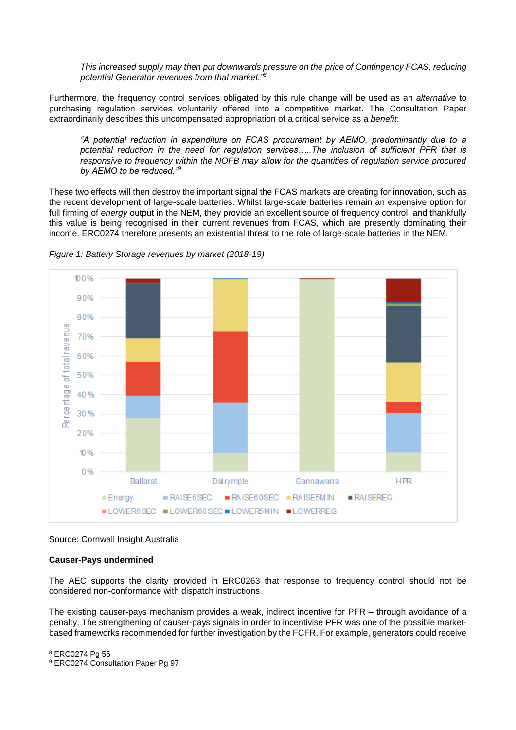> *This increased supply may then put downwards pressure on the price of Contingency FCAS, reducing potential Generator revenues from that market."*[8]

Furthermore, the frequency control services obligated by this rule change will be used as an *alternative* to purchasing regulation services voluntarily offered into a competitive market. The Consultation Paper extraordinarily describes this uncompensated appropriation of a critical service as a *benefit*:

> *"A potential reduction in expenditure on FCAS procurement by AEMO, predominantly due to a potential reduction in the need for regulation services…..The inclusion of sufficient PFR that is responsive to frequency within the NOFB may allow for the quantities of regulation service procured by AEMO to be reduced."*[9]

These two effects will then destroy the important signal the FCAS markets are creating for innovation, such as the recent development of large-scale batteries. Whilst large-scale batteries remain an expensive option for full firming of *energy* output in the NEM, they provide an excellent source of frequency control, and thankfully this value is being recognised in their current revenues from FCAS, which are presently dominating their income. ERC0274 therefore presents an existential threat to the role of large-scale batteries in the NEM.

*Figure 1: Battery Storage revenues by market (2018-19)*

Source: Cornwall Insight Australia

**Causer-Pays undermined**

The AEC supports the clarity provided in ERC0263 that response to frequency control should not be considered non-conformance with dispatch instructions.

The existing causer-pays mechanism provides a weak, indirect incentive for PFR – through avoidance of a penalty. The strengthening of causer-pays signals in order to incentivise PFR was one of the possible market-based frameworks recommended for further investigation by the FCFR. For example, generators could receive

[8] ERC0274 Pg 56

[9] ERC0274 Consultation Paper Pg 97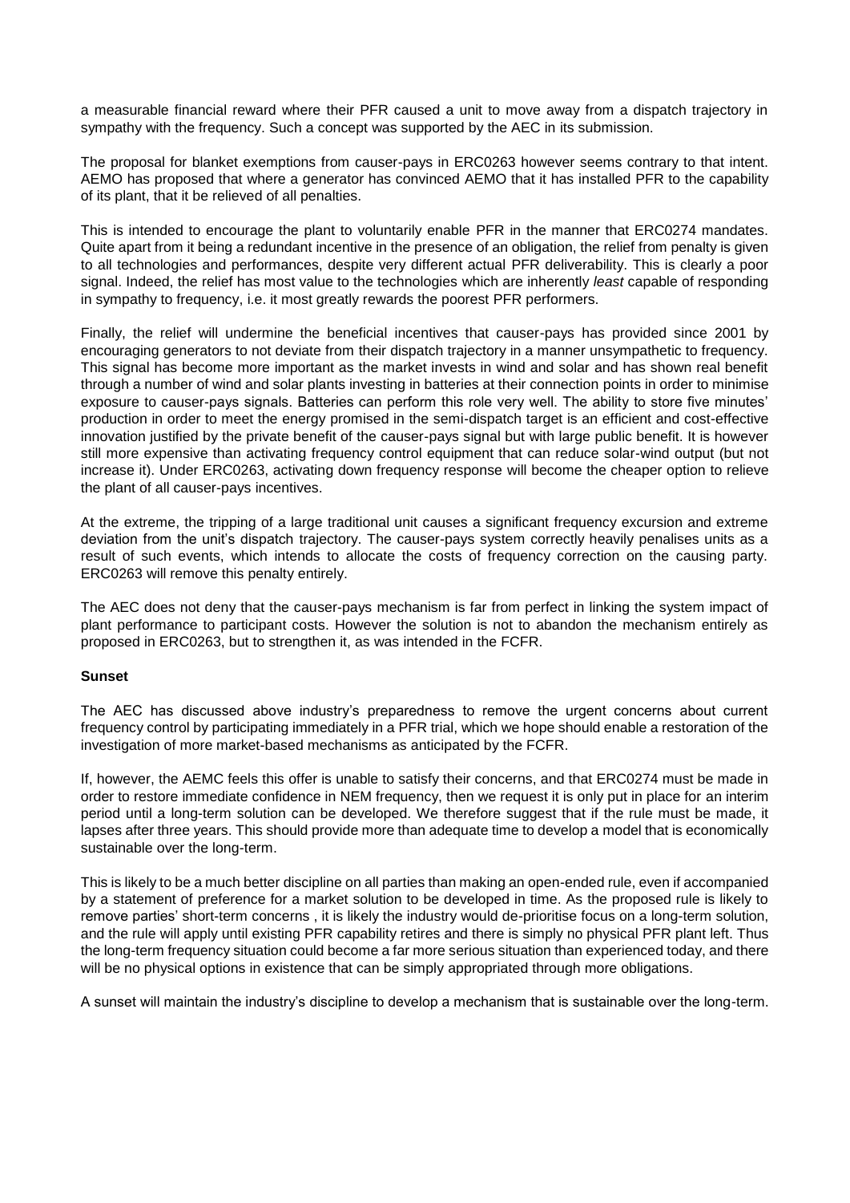a measurable financial reward where their PFR caused a unit to move away from a dispatch trajectory in sympathy with the frequency. Such a concept was supported by the AEC in its submission.

The proposal for blanket exemptions from causer-pays in ERC0263 however seems contrary to that intent. AEMO has proposed that where a generator has convinced AEMO that it has installed PFR to the capability of its plant, that it be relieved of all penalties.

This is intended to encourage the plant to voluntarily enable PFR in the manner that ERC0274 mandates. Quite apart from it being a redundant incentive in the presence of an obligation, the relief from penalty is given to all technologies and performances, despite very different actual PFR deliverability. This is clearly a poor signal. Indeed, the relief has most value to the technologies which are inherently *least* capable of responding in sympathy to frequency, i.e. it most greatly rewards the poorest PFR performers.

Finally, the relief will undermine the beneficial incentives that causer-pays has provided since 2001 by encouraging generators to not deviate from their dispatch trajectory in a manner unsympathetic to frequency. This signal has become more important as the market invests in wind and solar and has shown real benefit through a number of wind and solar plants investing in batteries at their connection points in order to minimise exposure to causer-pays signals. Batteries can perform this role very well. The ability to store five minutes' production in order to meet the energy promised in the semi-dispatch target is an efficient and cost-effective innovation justified by the private benefit of the causer-pays signal but with large public benefit. It is however still more expensive than activating frequency control equipment that can reduce solar-wind output (but not increase it). Under ERC0263, activating down frequency response will become the cheaper option to relieve the plant of all causer-pays incentives.

At the extreme, the tripping of a large traditional unit causes a significant frequency excursion and extreme deviation from the unit's dispatch trajectory. The causer-pays system correctly heavily penalises units as a result of such events, which intends to allocate the costs of frequency correction on the causing party. ERC0263 will remove this penalty entirely.

The AEC does not deny that the causer-pays mechanism is far from perfect in linking the system impact of plant performance to participant costs. However the solution is not to abandon the mechanism entirely as proposed in ERC0263, but to strengthen it, as was intended in the FCFR.

**Sunset**

The AEC has discussed above industry's preparedness to remove the urgent concerns about current frequency control by participating immediately in a PFR trial, which we hope should enable a restoration of the investigation of more market-based mechanisms as anticipated by the FCFR.

If, however, the AEMC feels this offer is unable to satisfy their concerns, and that ERC0274 must be made in order to restore immediate confidence in NEM frequency, then we request it is only put in place for an interim period until a long-term solution can be developed. We therefore suggest that if the rule must be made, it lapses after three years. This should provide more than adequate time to develop a model that is economically sustainable over the long-term.

This is likely to be a much better discipline on all parties than making an open-ended rule, even if accompanied by a statement of preference for a market solution to be developed in time. As the proposed rule is likely to remove parties' short-term concerns , it is likely the industry would de-prioritise focus on a long-term solution, and the rule will apply until existing PFR capability retires and there is simply no physical PFR plant left. Thus the long-term frequency situation could become a far more serious situation than experienced today, and there will be no physical options in existence that can be simply appropriated through more obligations.

A sunset will maintain the industry's discipline to develop a mechanism that is sustainable over the long-term.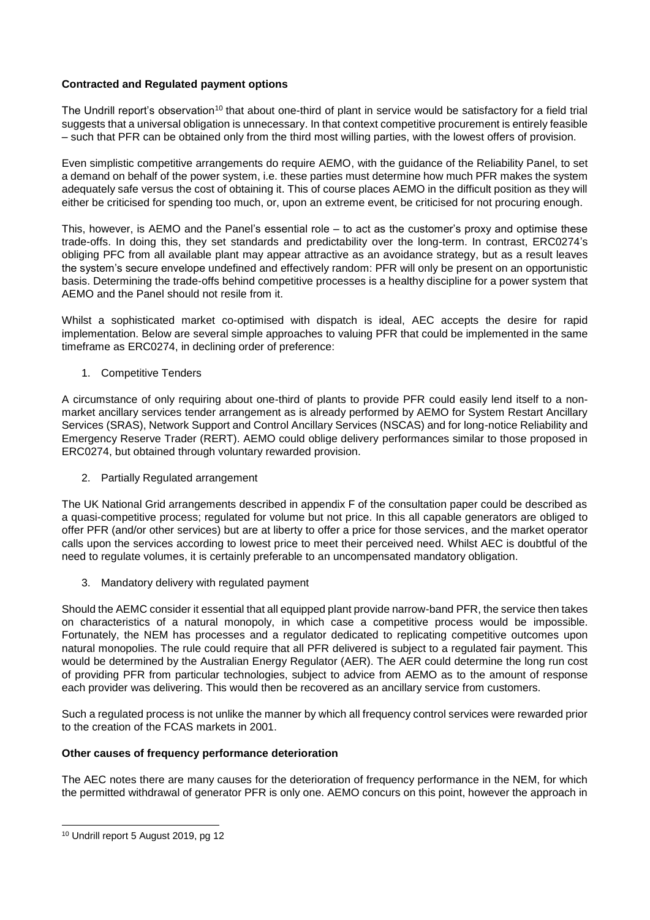**Contracted and Regulated payment options**

The Undrill report's observation[10] that about one-third of plant in service would be satisfactory for a field trial suggests that a universal obligation is unnecessary. In that context competitive procurement is entirely feasible – such that PFR can be obtained only from the third most willing parties, with the lowest offers of provision.

Even simplistic competitive arrangements do require AEMO, with the guidance of the Reliability Panel, to set a demand on behalf of the power system, i.e. these parties must determine how much PFR makes the system adequately safe versus the cost of obtaining it. This of course places AEMO in the difficult position as they will either be criticised for spending too much, or, upon an extreme event, be criticised for not procuring enough.

This, however, is AEMO and the Panel's essential role – to act as the customer's proxy and optimise these trade-offs. In doing this, they set standards and predictability over the long-term. In contrast, ERC0274's obliging PFC from all available plant may appear attractive as an avoidance strategy, but as a result leaves the system's secure envelope undefined and effectively random: PFR will only be present on an opportunistic basis. Determining the trade-offs behind competitive processes is a healthy discipline for a power system that AEMO and the Panel should not resile from it.

Whilst a sophisticated market co-optimised with dispatch is ideal, AEC accepts the desire for rapid implementation. Below are several simple approaches to valuing PFR that could be implemented in the same timeframe as ERC0274, in declining order of preference:

1. Competitive Tenders

A circumstance of only requiring about one-third of plants to provide PFR could easily lend itself to a non-market ancillary services tender arrangement as is already performed by AEMO for System Restart Ancillary Services (SRAS), Network Support and Control Ancillary Services (NSCAS) and for long-notice Reliability and Emergency Reserve Trader (RERT). AEMO could oblige delivery performances similar to those proposed in ERC0274, but obtained through voluntary rewarded provision.

2. Partially Regulated arrangement

The UK National Grid arrangements described in appendix F of the consultation paper could be described as a quasi-competitive process; regulated for volume but not price. In this all capable generators are obliged to offer PFR (and/or other services) but are at liberty to offer a price for those services, and the market operator calls upon the services according to lowest price to meet their perceived need. Whilst AEC is doubtful of the need to regulate volumes, it is certainly preferable to an uncompensated mandatory obligation.

3. Mandatory delivery with regulated payment

Should the AEMC consider it essential that all equipped plant provide narrow-band PFR, the service then takes on characteristics of a natural monopoly, in which case a competitive process would be impossible. Fortunately, the NEM has processes and a regulator dedicated to replicating competitive outcomes upon natural monopolies. The rule could require that all PFR delivered is subject to a regulated fair payment. This would be determined by the Australian Energy Regulator (AER). The AER could determine the long run cost of providing PFR from particular technologies, subject to advice from AEMO as to the amount of response each provider was delivering. This would then be recovered as an ancillary service from customers.

Such a regulated process is not unlike the manner by which all frequency control services were rewarded prior to the creation of the FCAS markets in 2001.

**Other causes of frequency performance deterioration**

The AEC notes there are many causes for the deterioration of frequency performance in the NEM, for which the permitted withdrawal of generator PFR is only one. AEMO concurs on this point, however the approach in

[10] Undrill report 5 August 2019, pg 12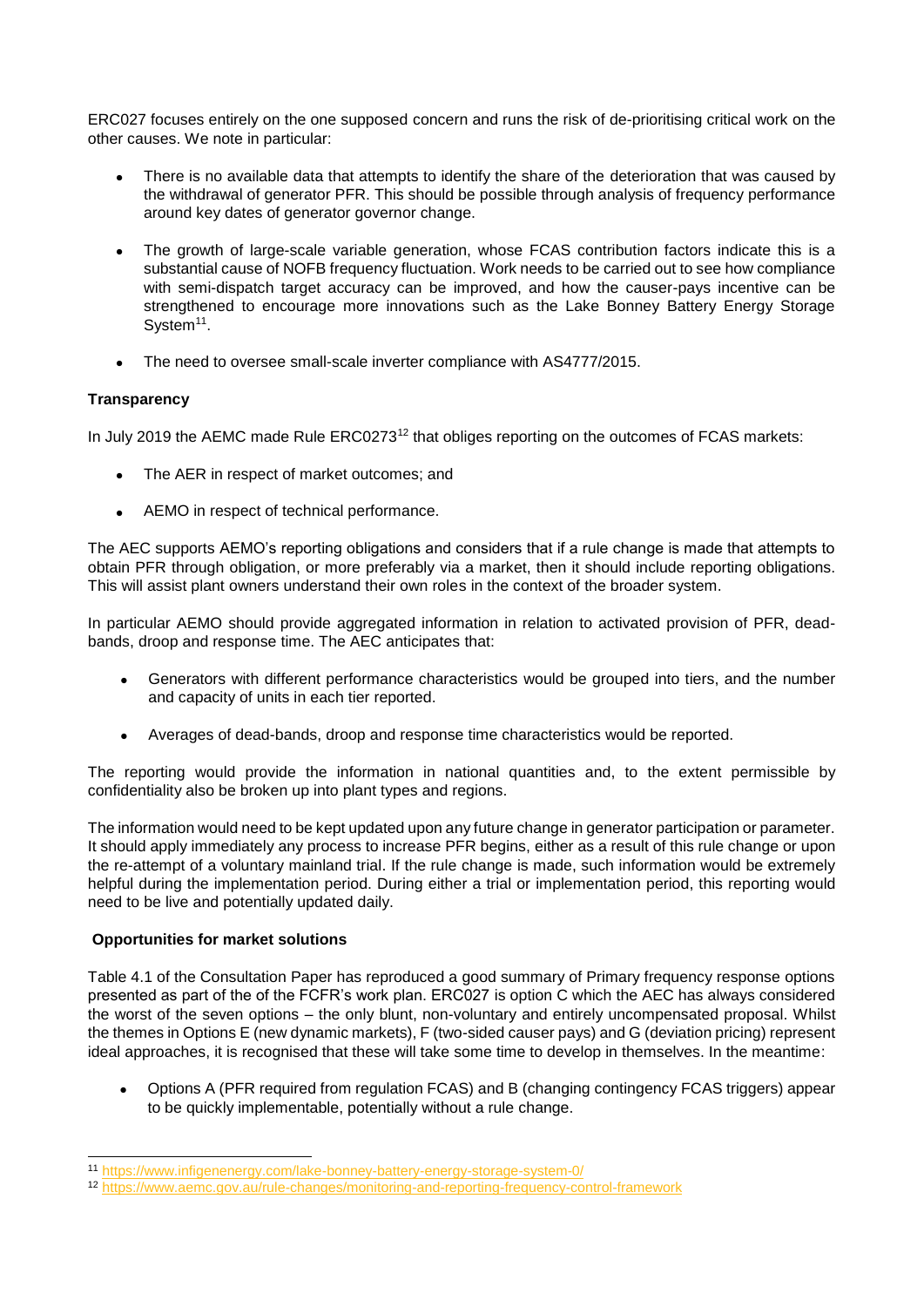ERC027 focuses entirely on the one supposed concern and runs the risk of de-prioritising critical work on the other causes. We note in particular:

- There is no available data that attempts to identify the share of the deterioration that was caused by the withdrawal of generator PFR. This should be possible through analysis of frequency performance around key dates of generator governor change.
- The growth of large-scale variable generation, whose FCAS contribution factors indicate this is a substantial cause of NOFB frequency fluctuation. Work needs to be carried out to see how compliance with semi-dispatch target accuracy can be improved, and how the causer-pays incentive can be strengthened to encourage more innovations such as the Lake Bonney Battery Energy Storage System[11].
- The need to oversee small-scale inverter compliance with AS4777/2015.

**Transparency**

In July 2019 the AEMC made Rule ERC0273[12] that obliges reporting on the outcomes of FCAS markets:

- The AER in respect of market outcomes; and
- AEMO in respect of technical performance.

The AEC supports AEMO's reporting obligations and considers that if a rule change is made that attempts to obtain PFR through obligation, or more preferably via a market, then it should include reporting obligations. This will assist plant owners understand their own roles in the context of the broader system.

In particular AEMO should provide aggregated information in relation to activated provision of PFR, dead-bands, droop and response time. The AEC anticipates that:

- Generators with different performance characteristics would be grouped into tiers, and the number and capacity of units in each tier reported.
- Averages of dead-bands, droop and response time characteristics would be reported.

The reporting would provide the information in national quantities and, to the extent permissible by confidentiality also be broken up into plant types and regions.

The information would need to be kept updated upon any future change in generator participation or parameter. It should apply immediately any process to increase PFR begins, either as a result of this rule change or upon the re-attempt of a voluntary mainland trial. If the rule change is made, such information would be extremely helpful during the implementation period. During either a trial or implementation period, this reporting would need to be live and potentially updated daily.

**Opportunities for market solutions**

Table 4.1 of the Consultation Paper has reproduced a good summary of Primary frequency response options presented as part of the of the FCFR's work plan. ERC027 is option C which the AEC has always considered the worst of the seven options – the only blunt, non-voluntary and entirely uncompensated proposal. Whilst the themes in Options E (new dynamic markets), F (two-sided causer pays) and G (deviation pricing) represent ideal approaches, it is recognised that these will take some time to develop in themselves. In the meantime:

- Options A (PFR required from regulation FCAS) and B (changing contingency FCAS triggers) appear to be quickly implementable, potentially without a rule change.

[11] https://www.infigenenergy.com/lake-bonney-battery-energy-storage-system-0/

[12] https://www.aemc.gov.au/rule-changes/monitoring-and-reporting-frequency-control-framework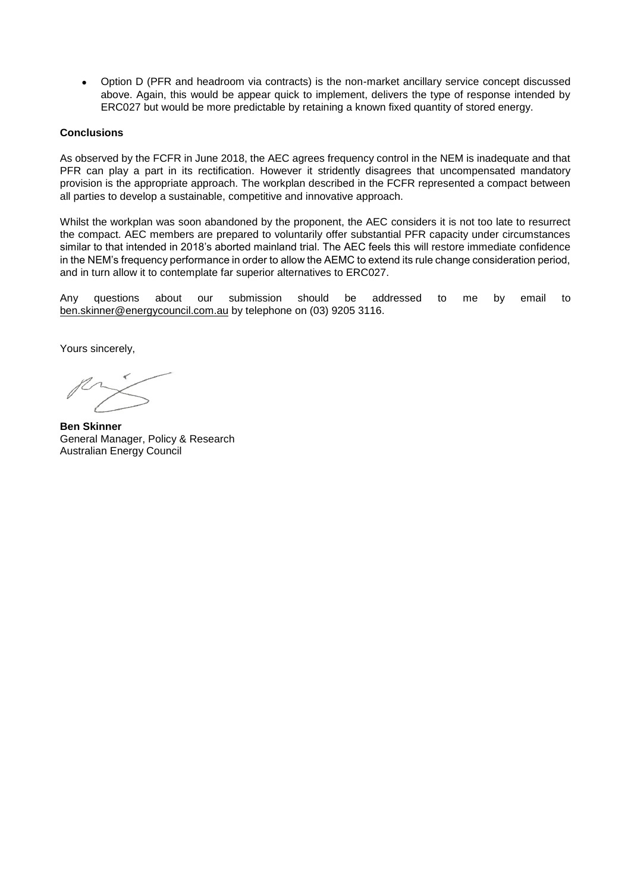- Option D (PFR and headroom via contracts) is the non-market ancillary service concept discussed above. Again, this would be appear quick to implement, delivers the type of response intended by ERC027 but would be more predictable by retaining a known fixed quantity of stored energy.

**Conclusions**

As observed by the FCFR in June 2018, the AEC agrees frequency control in the NEM is inadequate and that PFR can play a part in its rectification. However it stridently disagrees that uncompensated mandatory provision is the appropriate approach. The workplan described in the FCFR represented a compact between all parties to develop a sustainable, competitive and innovative approach.

Whilst the workplan was soon abandoned by the proponent, the AEC considers it is not too late to resurrect the compact. AEC members are prepared to voluntarily offer substantial PFR capacity under circumstances similar to that intended in 2018's aborted mainland trial. The AEC feels this will restore immediate confidence in the NEM's frequency performance in order to allow the AEMC to extend its rule change consideration period, and in turn allow it to contemplate far superior alternatives to ERC027.

Any questions about our submission should be addressed to me by email to ben.skinner@energycouncil.com.au by telephone on (03) 9205 3116.

Yours sincerely,

**Ben Skinner**
General Manager, Policy & Research
Australian Energy Council